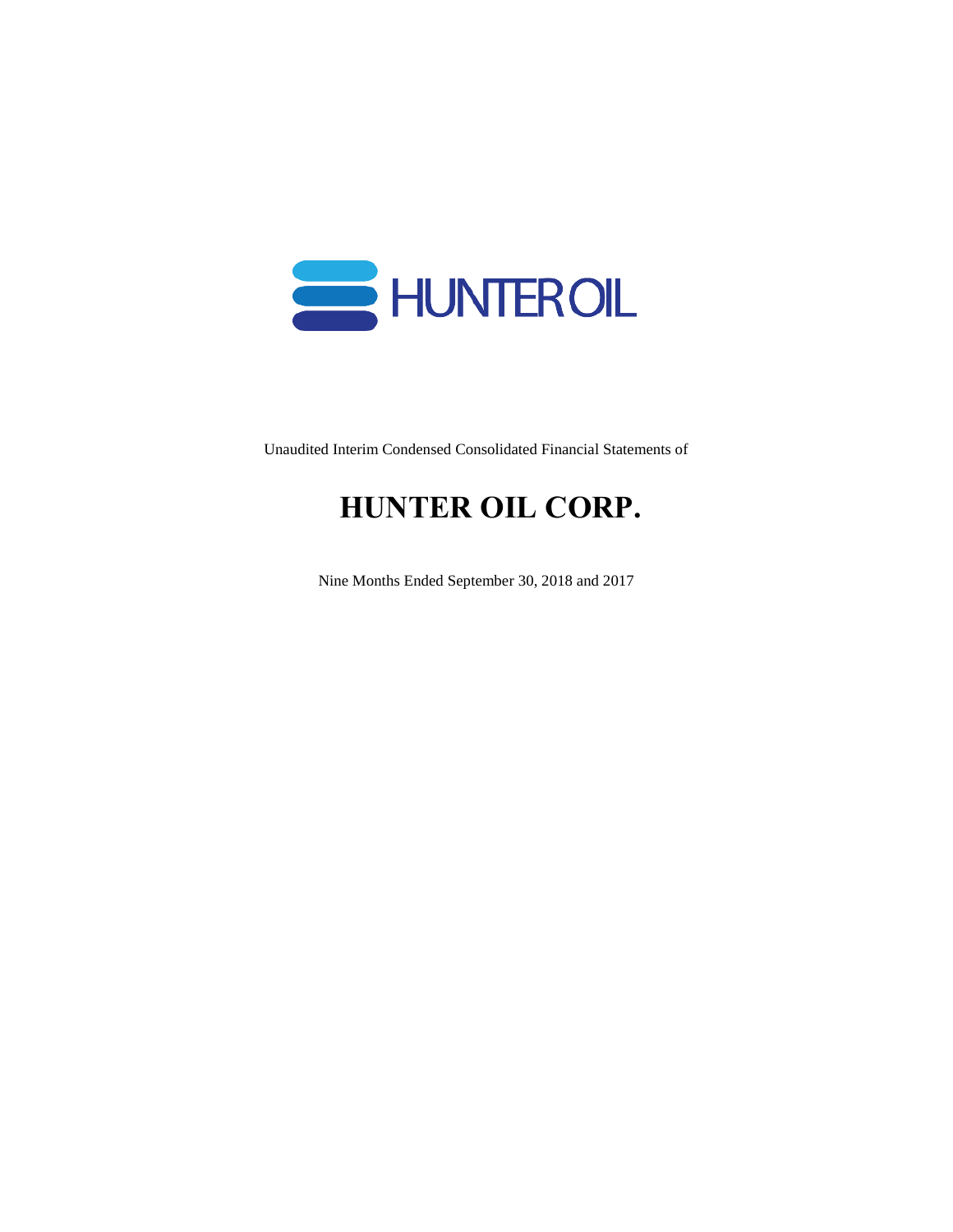HUNTER OIL

Unaudited Interim Condensed Consolidated Financial Statements of

# HUNTER OIL CORP.

Nine Months Ended September 30, 2018 and 2017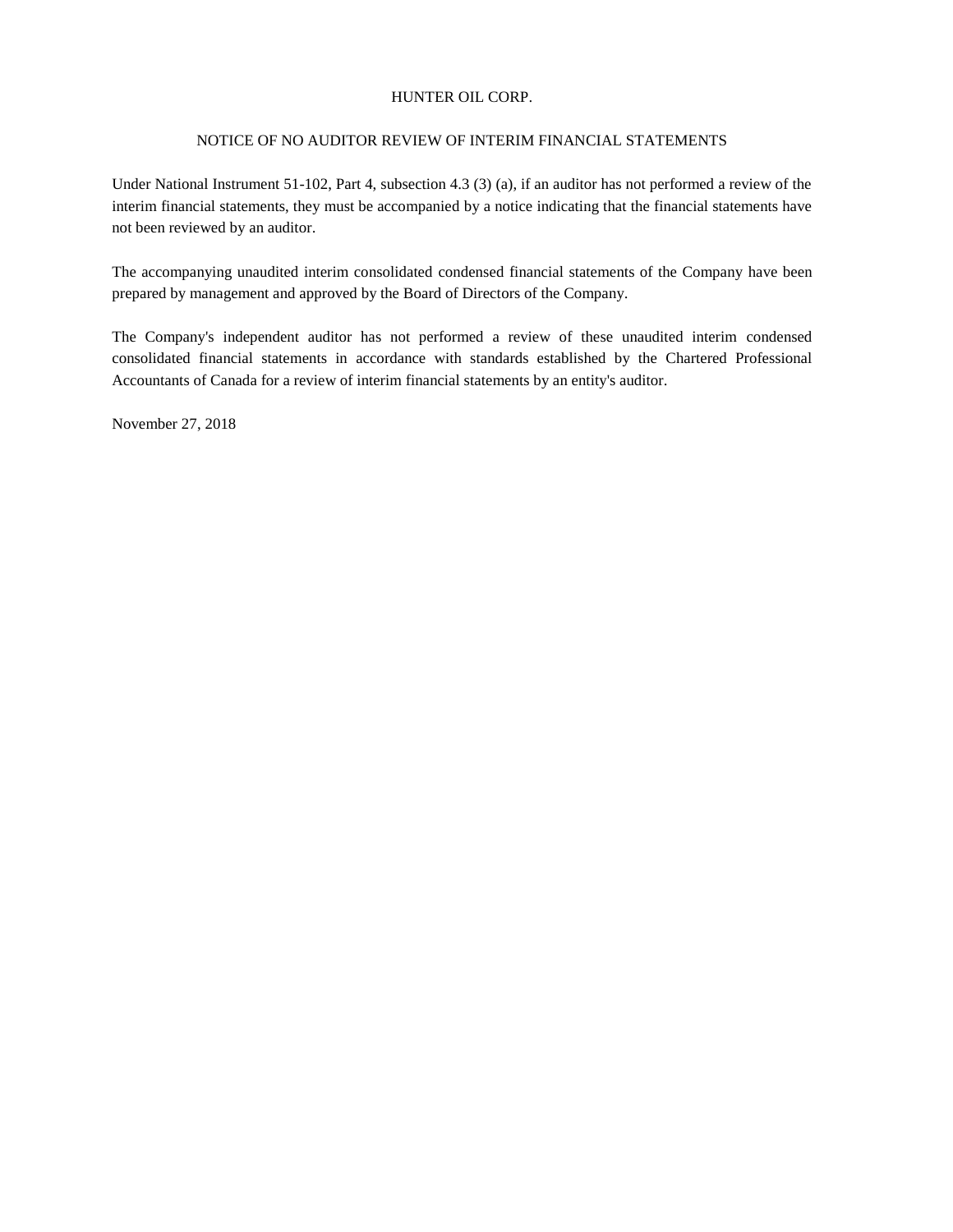# HUNTER OIL CORP.

## NOTICE OF NO AUDITOR REVIEW OF INTERIM FINANCIAL STATEMENTS

Under National Instrument 51-102, Part 4, subsection 4.3 (3) (a), if an auditor has not performed a review of the interim financial statements, they must be accompanied by a notice indicating that the financial statements have not been reviewed by an auditor.

The accompanying unaudited interim consolidated condensed financial statements of the Company have been prepared by management and approved by the Board of Directors of the Company.

The Company's independent auditor has not performed a review of these unaudited interim condensed consolidated financial statements in accordance with standards established by the Chartered Professional Accountants of Canada for a review of interim financial statements by an entity's auditor.

November 27, 2018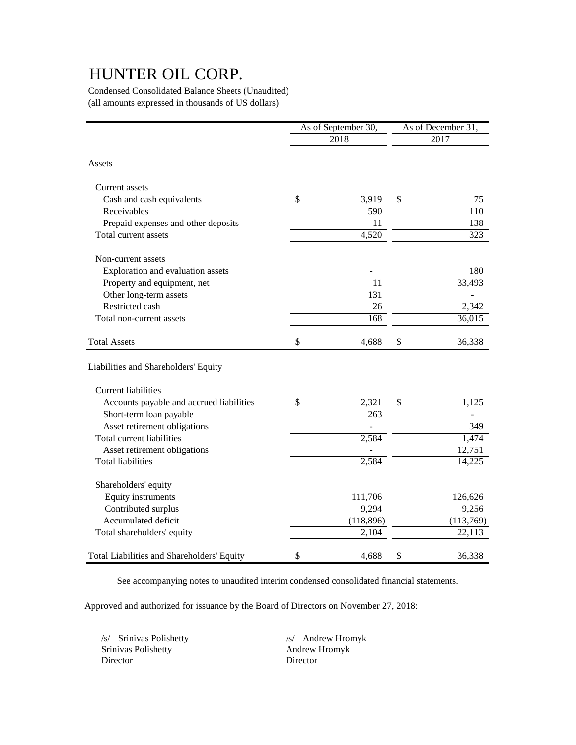# HUNTER OIL CORP.

Condensed Consolidated Balance Sheets (Unaudited)
(all amounts expressed in thousands of US dollars)

| | As of September 30, 2018 | As of December 31, 2017 |
|---|---|---|
| **Assets** | | |
| Current assets | | |
| Cash and cash equivalents | $ 3,919 | $ 75 |
| Receivables | 590 | 110 |
| Prepaid expenses and other deposits | 11 | 138 |
| Total current assets | 4,520 | 323 |
| Non-current assets | | |
| Exploration and evaluation assets | - | 180 |
| Property and equipment, net | 11 | 33,493 |
| Other long-term assets | 131 | - |
| Restricted cash | 26 | 2,342 |
| Total non-current assets | 168 | 36,015 |
| Total Assets | $ 4,688 | $ 36,338 |
| **Liabilities and Shareholders' Equity** | | |
| Current liabilities | | |
| Accounts payable and accrued liabilities | $ 2,321 | $ 1,125 |
| Short-term loan payable | 263 | - |
| Asset retirement obligations | - | 349 |
| Total current liabilities | 2,584 | 1,474 |
| Asset retirement obligations | - | 12,751 |
| Total liabilities | 2,584 | 14,225 |
| Shareholders' equity | | |
| Equity instruments | 111,706 | 126,626 |
| Contributed surplus | 9,294 | 9,256 |
| Accumulated deficit | (118,896) | (113,769) |
| Total shareholders' equity | 2,104 | 22,113 |
| Total Liabilities and Shareholders' Equity | $ 4,688 | $ 36,338 |

See accompanying notes to unaudited interim condensed consolidated financial statements.

Approved and authorized for issuance by the Board of Directors on November 27, 2018:

/s/ Srinivas Polishetty
Srinivas Polishetty
Director

/s/ Andrew Hromyk
Andrew Hromyk
Director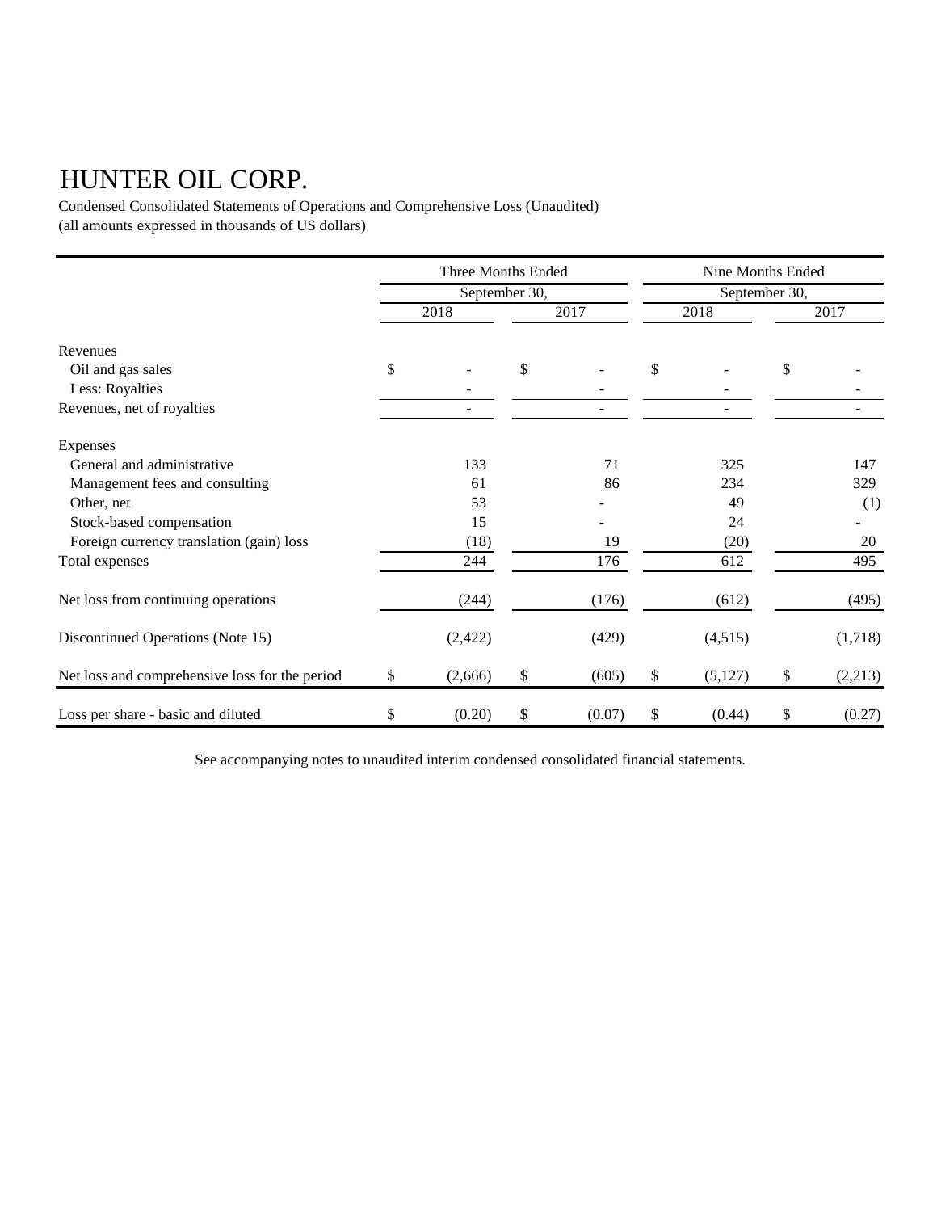# HUNTER OIL CORP.

Condensed Consolidated Statements of Operations and Comprehensive Loss (Unaudited)
(all amounts expressed in thousands of US dollars)

| | Three Months Ended | | Nine Months Ended | |
|---|---|---|---|---|
| | September 30, | | September 30, | |
| | 2018 | 2017 | 2018 | 2017 |
| Revenues | | | | |
| Oil and gas sales | $ - | $ - | $ - | $ - |
| Less: Royalties | - | - | - | - |
| Revenues, net of royalties | - | - | - | - |
| Expenses | | | | |
| General and administrative | 133 | 71 | 325 | 147 |
| Management fees and consulting | 61 | 86 | 234 | 329 |
| Other, net | 53 | - | 49 | (1) |
| Stock-based compensation | 15 | - | 24 | - |
| Foreign currency translation (gain) loss | (18) | 19 | (20) | 20 |
| Total expenses | 244 | 176 | 612 | 495 |
| Net loss from continuing operations | (244) | (176) | (612) | (495) |
| Discontinued Operations (Note 15) | (2,422) | (429) | (4,515) | (1,718) |
| Net loss and comprehensive loss for the period | $ (2,666) | $ (605) | $ (5,127) | $ (2,213) |
| Loss per share - basic and diluted | $ (0.20) | $ (0.07) | $ (0.44) | $ (0.27) |

See accompanying notes to unaudited interim condensed consolidated financial statements.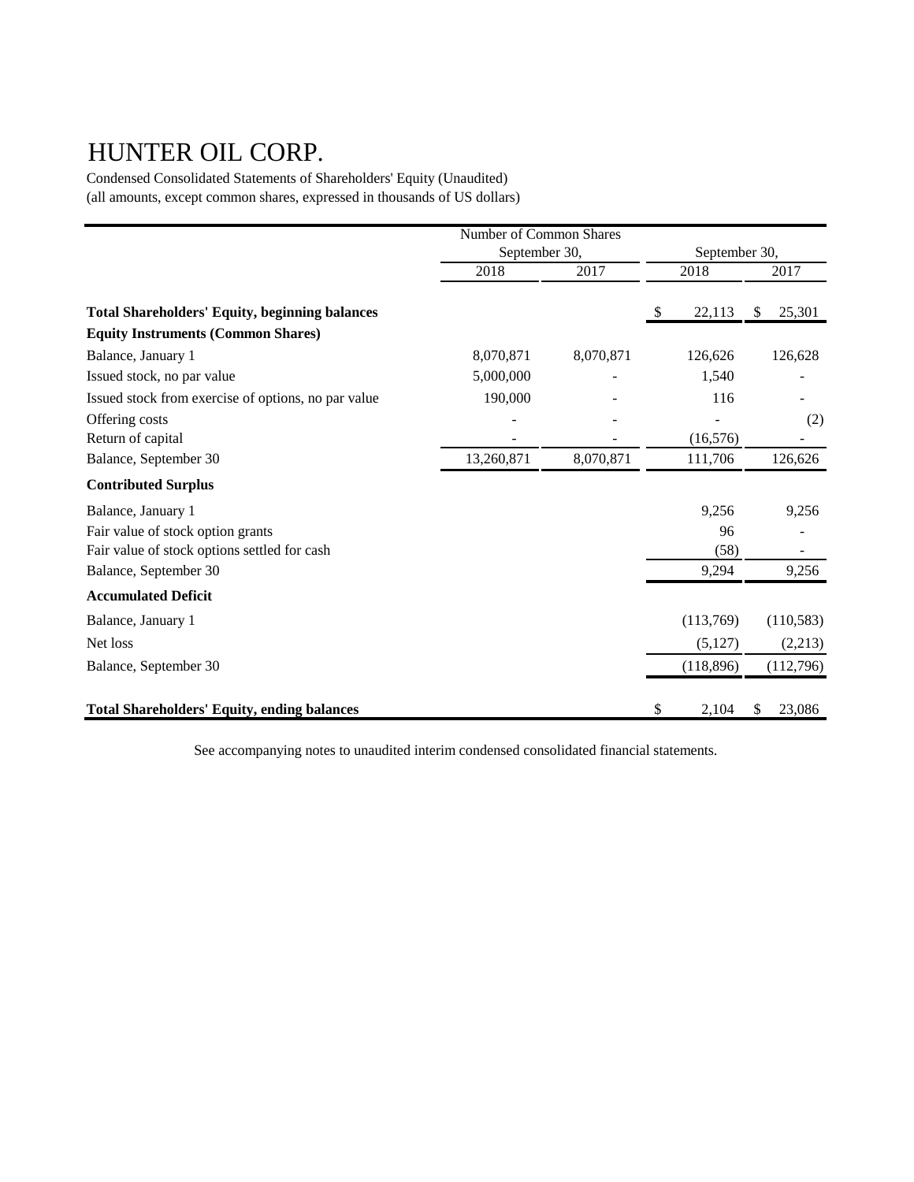# HUNTER OIL CORP.

Condensed Consolidated Statements of Shareholders' Equity (Unaudited)
(all amounts, except common shares, expressed in thousands of US dollars)

| | Number of Common Shares | | | |
|---|---|---|---|---|
| | September 30, | | September 30, | |
| | 2018 | 2017 | 2018 | 2017 |
| **Total Shareholders' Equity, beginning balances** | | | $ 22,113 | $ 25,301 |
| **Equity Instruments (Common Shares)** | | | | |
| Balance, January 1 | 8,070,871 | 8,070,871 | 126,626 | 126,628 |
| Issued stock, no par value | 5,000,000 | - | 1,540 | - |
| Issued stock from exercise of options, no par value | 190,000 | - | 116 | - |
| Offering costs | - | - | - | (2) |
| Return of capital | - | - | (16,576) | - |
| Balance, September 30 | 13,260,871 | 8,070,871 | 111,706 | 126,626 |
| **Contributed Surplus** | | | | |
| Balance, January 1 | | | 9,256 | 9,256 |
| Fair value of stock option grants | | | 96 | - |
| Fair value of stock options settled for cash | | | (58) | - |
| Balance, September 30 | | | 9,294 | 9,256 |
| **Accumulated Deficit** | | | | |
| Balance, January 1 | | | (113,769) | (110,583) |
| Net loss | | | (5,127) | (2,213) |
| Balance, September 30 | | | (118,896) | (112,796) |
| **Total Shareholders' Equity, ending balances** | | | $ 2,104 | $ 23,086 |

See accompanying notes to unaudited interim condensed consolidated financial statements.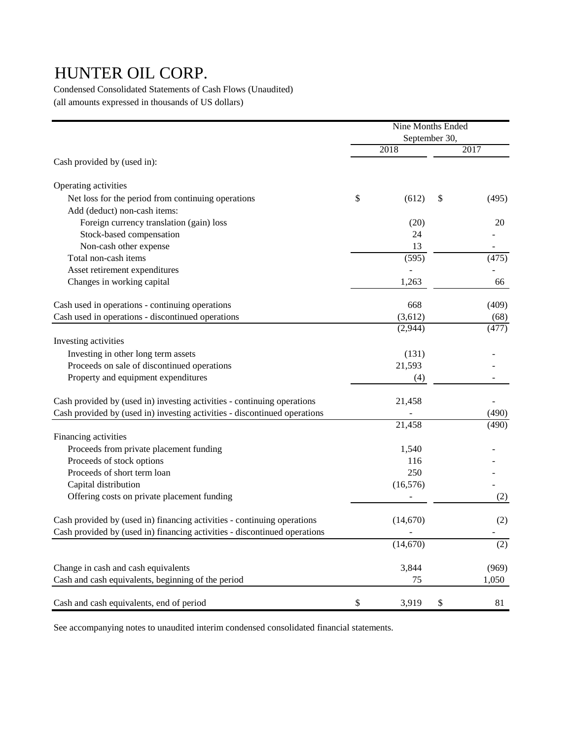# HUNTER OIL CORP.

Condensed Consolidated Statements of Cash Flows (Unaudited)

(all amounts expressed in thousands of US dollars)

| | Nine Months Ended September 30, | |
|---|---|---|
| | 2018 | 2017 |
| Cash provided by (used in): | | |
| **Operating activities** | | |
| Net loss for the period from continuing operations | $ (612) | $ (495) |
| Add (deduct) non-cash items: | | |
| Foreign currency translation (gain) loss | (20) | 20 |
| Stock-based compensation | 24 | - |
| Non-cash other expense | 13 | - |
| Total non-cash items | (595) | (475) |
| Asset retirement expenditures | - | - |
| Changes in working capital | 1,263 | 66 |
| Cash used in operations - continuing operations | 668 | (409) |
| Cash used in operations - discontinued operations | (3,612) | (68) |
| | (2,944) | (477) |
| **Investing activities** | | |
| Investing in other long term assets | (131) | - |
| Proceeds on sale of discontinued operations | 21,593 | - |
| Property and equipment expenditures | (4) | - |
| Cash provided by (used in) investing activities - continuing operations | 21,458 | - |
| Cash provided by (used in) investing activities - discontinued operations | - | (490) |
| | 21,458 | (490) |
| **Financing activities** | | |
| Proceeds from private placement funding | 1,540 | - |
| Proceeds of stock options | 116 | - |
| Proceeds of short term loan | 250 | - |
| Capital distribution | (16,576) | - |
| Offering costs on private placement funding | - | (2) |
| Cash provided by (used in) financing activities - continuing operations | (14,670) | (2) |
| Cash provided by (used in) financing activities - discontinued operations | - | - |
| | (14,670) | (2) |
| Change in cash and cash equivalents | 3,844 | (969) |
| Cash and cash equivalents, beginning of the period | 75 | 1,050 |
| Cash and cash equivalents, end of period | $ 3,919 | $ 81 |

See accompanying notes to unaudited interim condensed consolidated financial statements.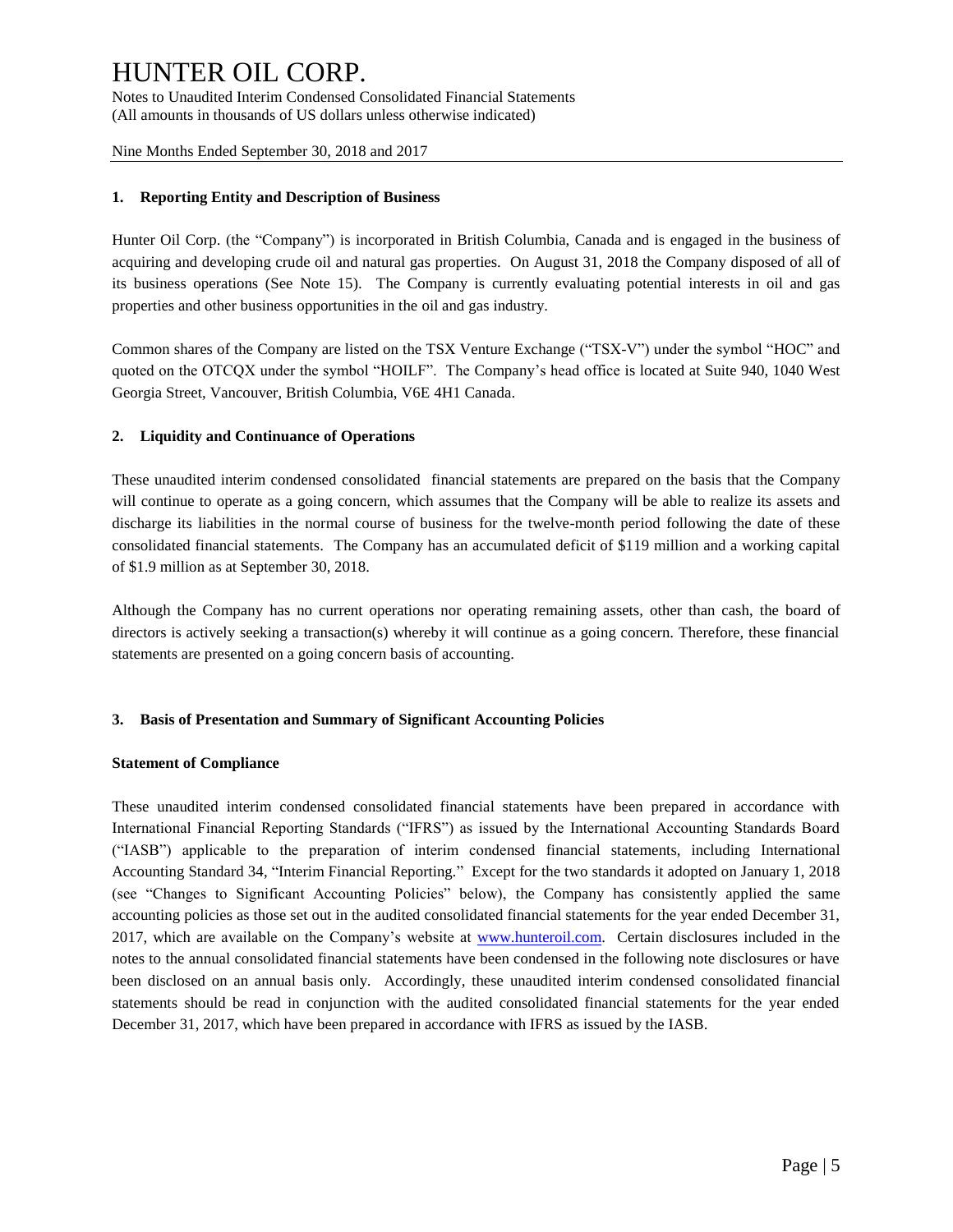## 1. Reporting Entity and Description of Business

Hunter Oil Corp. (the "Company") is incorporated in British Columbia, Canada and is engaged in the business of acquiring and developing crude oil and natural gas properties. On August 31, 2018 the Company disposed of all of its business operations (See Note 15). The Company is currently evaluating potential interests in oil and gas properties and other business opportunities in the oil and gas industry.

Common shares of the Company are listed on the TSX Venture Exchange ("TSX-V") under the symbol "HOC" and quoted on the OTCQX under the symbol "HOILF". The Company's head office is located at Suite 940, 1040 West Georgia Street, Vancouver, British Columbia, V6E 4H1 Canada.

## 2. Liquidity and Continuance of Operations

These unaudited interim condensed consolidated financial statements are prepared on the basis that the Company will continue to operate as a going concern, which assumes that the Company will be able to realize its assets and discharge its liabilities in the normal course of business for the twelve-month period following the date of these consolidated financial statements. The Company has an accumulated deficit of $119 million and a working capital of $1.9 million as at September 30, 2018.

Although the Company has no current operations nor operating remaining assets, other than cash, the board of directors is actively seeking a transaction(s) whereby it will continue as a going concern. Therefore, these financial statements are presented on a going concern basis of accounting.

## 3. Basis of Presentation and Summary of Significant Accounting Policies

### Statement of Compliance

These unaudited interim condensed consolidated financial statements have been prepared in accordance with International Financial Reporting Standards ("IFRS") as issued by the International Accounting Standards Board ("IASB") applicable to the preparation of interim condensed financial statements, including International Accounting Standard 34, "Interim Financial Reporting." Except for the two standards it adopted on January 1, 2018 (see "Changes to Significant Accounting Policies" below), the Company has consistently applied the same accounting policies as those set out in the audited consolidated financial statements for the year ended December 31, 2017, which are available on the Company's website at [www.hunteroil.com](www.hunteroil.com). Certain disclosures included in the notes to the annual consolidated financial statements have been condensed in the following note disclosures or have been disclosed on an annual basis only. Accordingly, these unaudited interim condensed consolidated financial statements should be read in conjunction with the audited consolidated financial statements for the year ended December 31, 2017, which have been prepared in accordance with IFRS as issued by the IASB.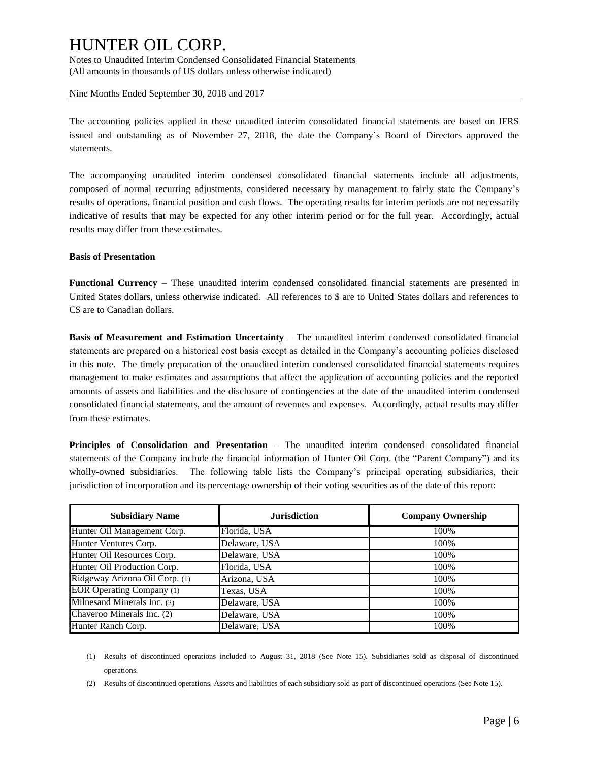The accounting policies applied in these unaudited interim consolidated financial statements are based on IFRS issued and outstanding as of November 27, 2018, the date the Company's Board of Directors approved the statements.

The accompanying unaudited interim condensed consolidated financial statements include all adjustments, composed of normal recurring adjustments, considered necessary by management to fairly state the Company's results of operations, financial position and cash flows. The operating results for interim periods are not necessarily indicative of results that may be expected for any other interim period or for the full year. Accordingly, actual results may differ from these estimates.

**Basis of Presentation**

**Functional Currency** – These unaudited interim condensed consolidated financial statements are presented in United States dollars, unless otherwise indicated. All references to $ are to United States dollars and references to C$ are to Canadian dollars.

**Basis of Measurement and Estimation Uncertainty** – The unaudited interim condensed consolidated financial statements are prepared on a historical cost basis except as detailed in the Company's accounting policies disclosed in this note. The timely preparation of the unaudited interim condensed consolidated financial statements requires management to make estimates and assumptions that affect the application of accounting policies and the reported amounts of assets and liabilities and the disclosure of contingencies at the date of the unaudited interim condensed consolidated financial statements, and the amount of revenues and expenses. Accordingly, actual results may differ from these estimates.

**Principles of Consolidation and Presentation** – The unaudited interim condensed consolidated financial statements of the Company include the financial information of Hunter Oil Corp. (the "Parent Company") and its wholly-owned subsidiaries. The following table lists the Company's principal operating subsidiaries, their jurisdiction of incorporation and its percentage ownership of their voting securities as of the date of this report:

| Subsidiary Name | Jurisdiction | Company Ownership |
|---|---|---|
| Hunter Oil Management Corp. | Florida, USA | 100% |
| Hunter Ventures Corp. | Delaware, USA | 100% |
| Hunter Oil Resources Corp. | Delaware, USA | 100% |
| Hunter Oil Production Corp. | Florida, USA | 100% |
| Ridgeway Arizona Oil Corp. (1) | Arizona, USA | 100% |
| EOR Operating Company (1) | Texas, USA | 100% |
| Milnesand Minerals Inc. (2) | Delaware, USA | 100% |
| Chaveroo Minerals Inc. (2) | Delaware, USA | 100% |
| Hunter Ranch Corp. | Delaware, USA | 100% |

(1) Results of discontinued operations included to August 31, 2018 (See Note 15). Subsidiaries sold as disposal of discontinued operations.

(2) Results of discontinued operations. Assets and liabilities of each subsidiary sold as part of discontinued operations (See Note 15).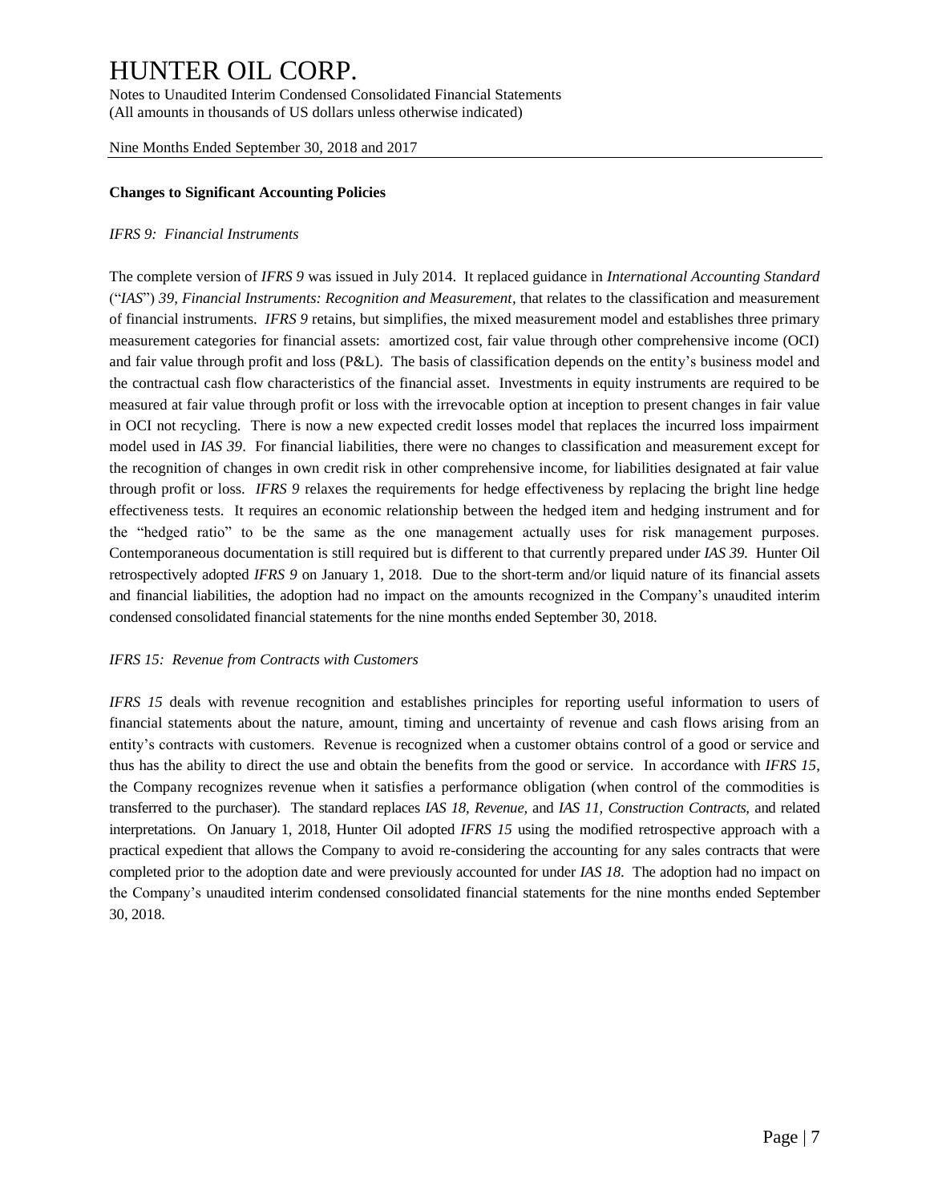**Changes to Significant Accounting Policies**

*IFRS 9: Financial Instruments*

The complete version of *IFRS 9* was issued in July 2014. It replaced guidance in *International Accounting Standard* ("*IAS*") *39, Financial Instruments: Recognition and Measurement*, that relates to the classification and measurement of financial instruments. *IFRS 9* retains, but simplifies, the mixed measurement model and establishes three primary measurement categories for financial assets: amortized cost, fair value through other comprehensive income (OCI) and fair value through profit and loss (P&L). The basis of classification depends on the entity's business model and the contractual cash flow characteristics of the financial asset. Investments in equity instruments are required to be measured at fair value through profit or loss with the irrevocable option at inception to present changes in fair value in OCI not recycling. There is now a new expected credit losses model that replaces the incurred loss impairment model used in *IAS 39*. For financial liabilities, there were no changes to classification and measurement except for the recognition of changes in own credit risk in other comprehensive income, for liabilities designated at fair value through profit or loss. *IFRS 9* relaxes the requirements for hedge effectiveness by replacing the bright line hedge effectiveness tests. It requires an economic relationship between the hedged item and hedging instrument and for the "hedged ratio" to be the same as the one management actually uses for risk management purposes. Contemporaneous documentation is still required but is different to that currently prepared under *IAS 39.* Hunter Oil retrospectively adopted *IFRS 9* on January 1, 2018. Due to the short-term and/or liquid nature of its financial assets and financial liabilities, the adoption had no impact on the amounts recognized in the Company's unaudited interim condensed consolidated financial statements for the nine months ended September 30, 2018.

*IFRS 15: Revenue from Contracts with Customers*

*IFRS 15* deals with revenue recognition and establishes principles for reporting useful information to users of financial statements about the nature, amount, timing and uncertainty of revenue and cash flows arising from an entity's contracts with customers. Revenue is recognized when a customer obtains control of a good or service and thus has the ability to direct the use and obtain the benefits from the good or service. In accordance with *IFRS 15*, the Company recognizes revenue when it satisfies a performance obligation (when control of the commodities is transferred to the purchaser). The standard replaces *IAS 18, Revenue,* and *IAS 11, Construction Contracts,* and related interpretations. On January 1, 2018, Hunter Oil adopted *IFRS 15* using the modified retrospective approach with a practical expedient that allows the Company to avoid re-considering the accounting for any sales contracts that were completed prior to the adoption date and were previously accounted for under *IAS 18*. The adoption had no impact on the Company's unaudited interim condensed consolidated financial statements for the nine months ended September 30, 2018.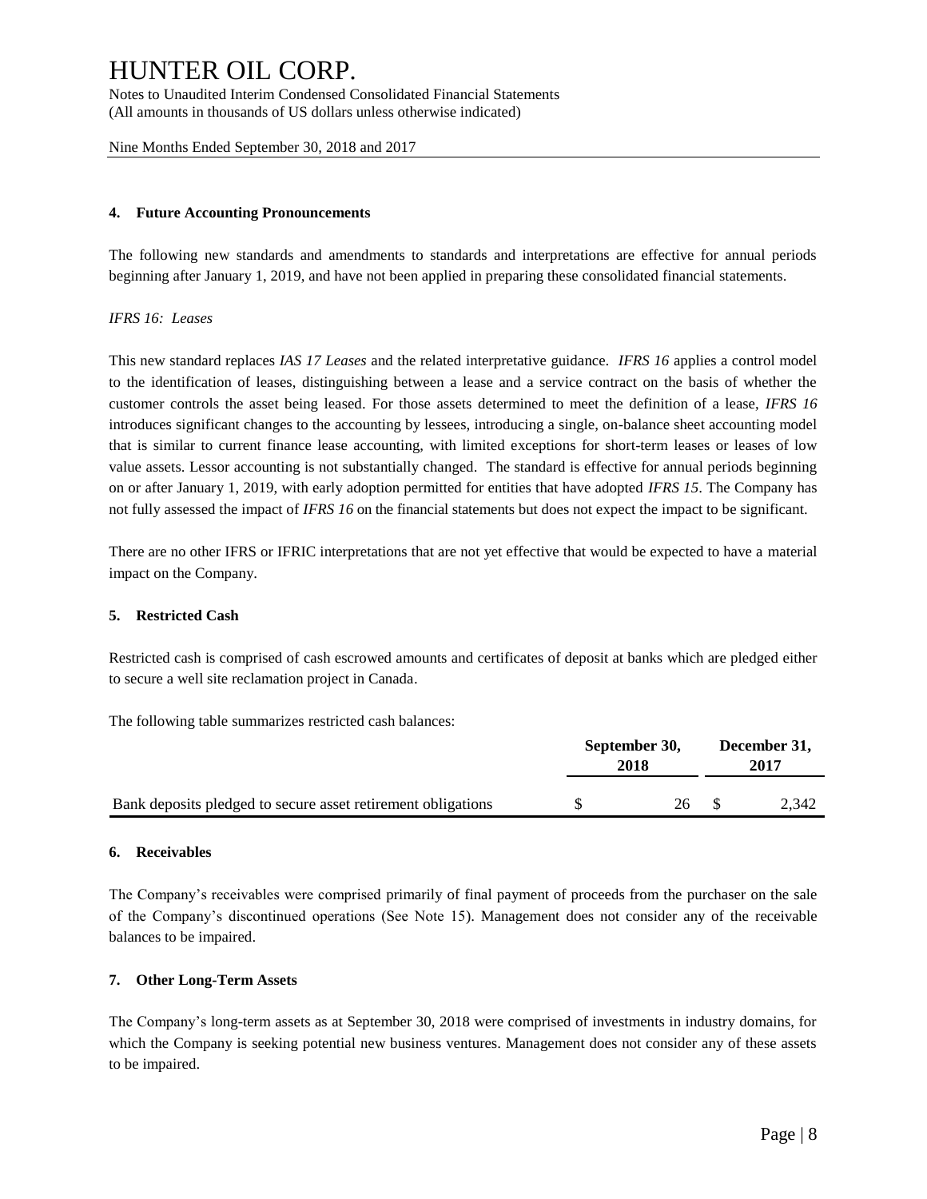## 4. Future Accounting Pronouncements

The following new standards and amendments to standards and interpretations are effective for annual periods beginning after January 1, 2019, and have not been applied in preparing these consolidated financial statements.

*IFRS 16: Leases*

This new standard replaces *IAS 17 Leases* and the related interpretative guidance. *IFRS 16* applies a control model to the identification of leases, distinguishing between a lease and a service contract on the basis of whether the customer controls the asset being leased. For those assets determined to meet the definition of a lease, *IFRS 16* introduces significant changes to the accounting by lessees, introducing a single, on-balance sheet accounting model that is similar to current finance lease accounting, with limited exceptions for short-term leases or leases of low value assets. Lessor accounting is not substantially changed. The standard is effective for annual periods beginning on or after January 1, 2019, with early adoption permitted for entities that have adopted *IFRS 15*. The Company has not fully assessed the impact of *IFRS 16* on the financial statements but does not expect the impact to be significant.

There are no other IFRS or IFRIC interpretations that are not yet effective that would be expected to have a material impact on the Company.

## 5. Restricted Cash

Restricted cash is comprised of cash escrowed amounts and certificates of deposit at banks which are pledged either to secure a well site reclamation project in Canada.

The following table summarizes restricted cash balances:

| | September 30, 2018 | December 31, 2017 |
|---|---|---|
| Bank deposits pledged to secure asset retirement obligations | $ 26 | $ 2,342 |

## 6. Receivables

The Company's receivables were comprised primarily of final payment of proceeds from the purchaser on the sale of the Company's discontinued operations (See Note 15). Management does not consider any of the receivable balances to be impaired.

## 7. Other Long-Term Assets

The Company's long-term assets as at September 30, 2018 were comprised of investments in industry domains, for which the Company is seeking potential new business ventures. Management does not consider any of these assets to be impaired.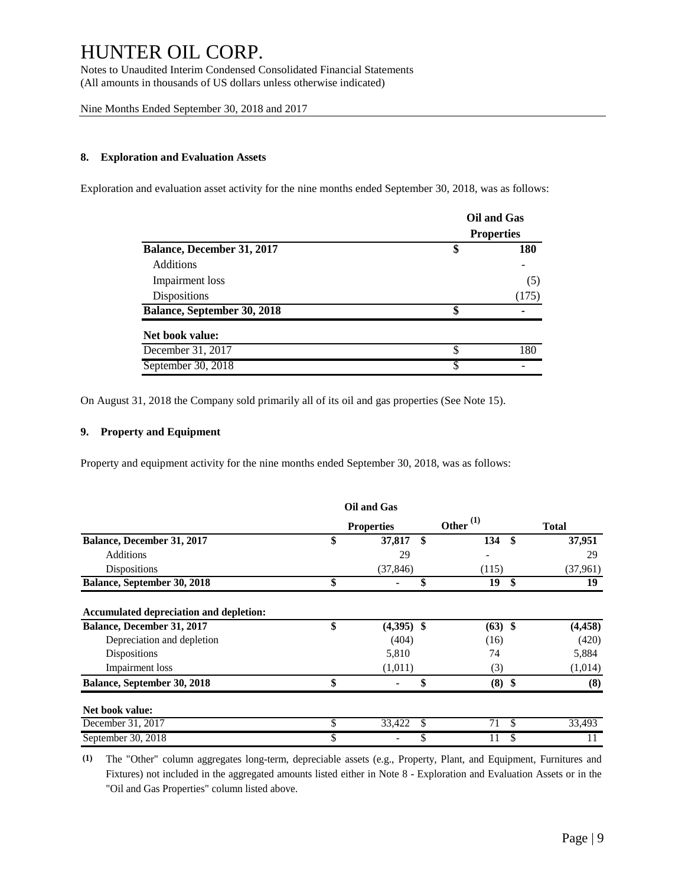# HUNTER OIL CORP.

Notes to Unaudited Interim Condensed Consolidated Financial Statements
(All amounts in thousands of US dollars unless otherwise indicated)

Nine Months Ended September 30, 2018 and 2017

### 8. Exploration and Evaluation Assets

Exploration and evaluation asset activity for the nine months ended September 30, 2018, was as follows:

| | Oil and Gas Properties |
|---|---|
| **Balance, December 31, 2017** | **$ 180** |
| Additions | - |
| Impairment loss | (5) |
| Dispositions | (175) |
| **Balance, September 30, 2018** | **$ -** |
| **Net book value:** | |
| December 31, 2017 | $ 180 |
| September 30, 2018 | $ - |

On August 31, 2018 the Company sold primarily all of its oil and gas properties (See Note 15).

### 9. Property and Equipment

Property and equipment activity for the nine months ended September 30, 2018, was as follows:

| | Oil and Gas Properties | Other [(1)] | Total |
|---|---|---|---|
| **Balance, December 31, 2017** | **$ 37,817** | **$ 134** | **$ 37,951** |
| Additions | 29 | - | 29 |
| Dispositions | (37,846) | (115) | (37,961) |
| **Balance, September 30, 2018** | **$ -** | **$ 19** | **$ 19** |
| **Accumulated depreciation and depletion:** | | | |
| **Balance, December 31, 2017** | **$ (4,395)** | **$ (63)** | **$ (4,458)** |
| Depreciation and depletion | (404) | (16) | (420) |
| Dispositions | 5,810 | 74 | 5,884 |
| Impairment loss | (1,011) | (3) | (1,014) |
| **Balance, September 30, 2018** | **$ -** | **$ (8)** | **$ (8)** |
| **Net book value:** | | | |
| December 31, 2017 | $ 33,422 | $ 71 | $ 33,493 |
| September 30, 2018 | $ - | $ 11 | $ 11 |

(1) The "Other" column aggregates long-term, depreciable assets (e.g., Property, Plant, and Equipment, Furnitures and Fixtures) not included in the aggregated amounts listed either in Note 8 - Exploration and Evaluation Assets or in the "Oil and Gas Properties" column listed above.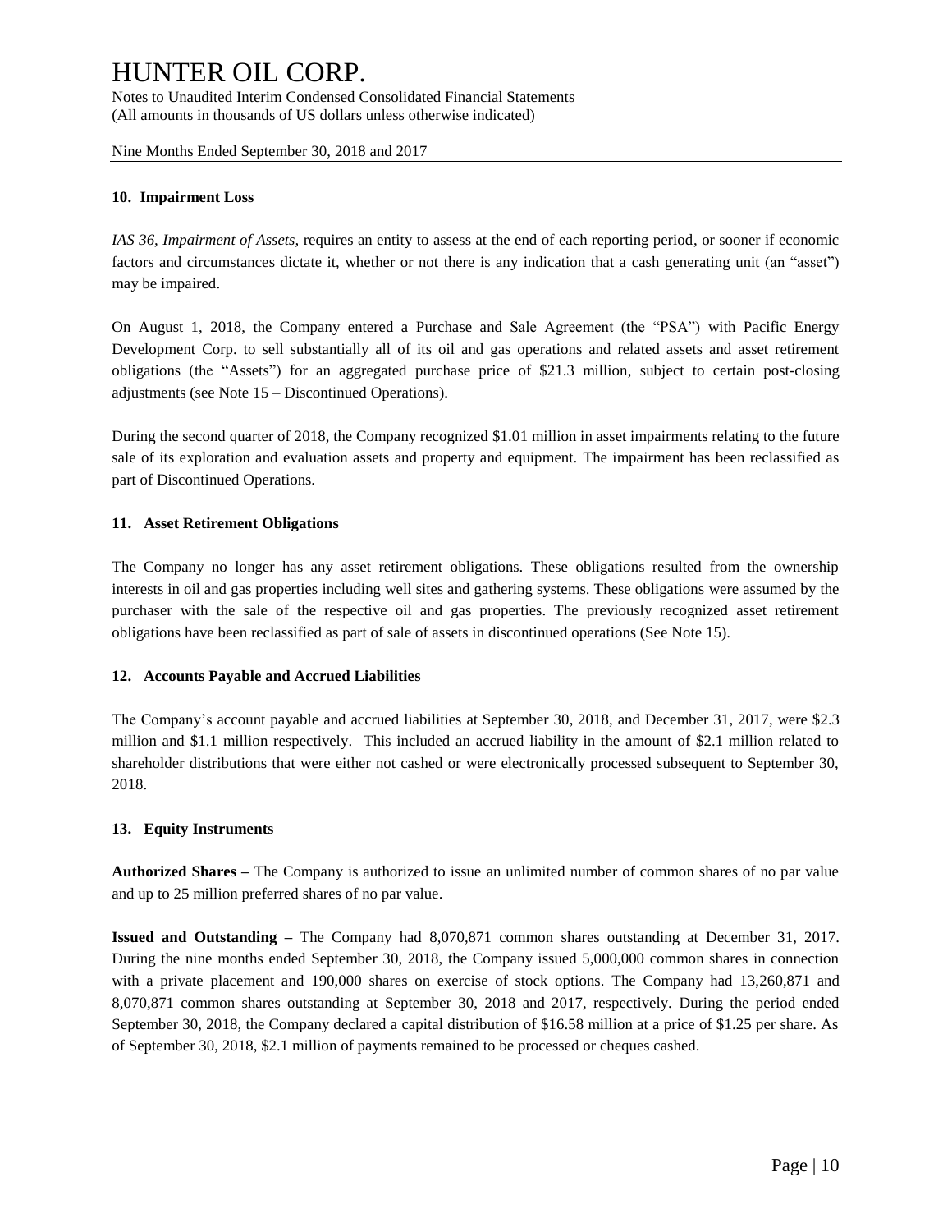## 10. Impairment Loss

*IAS 36, Impairment of Assets*, requires an entity to assess at the end of each reporting period, or sooner if economic factors and circumstances dictate it, whether or not there is any indication that a cash generating unit (an "asset") may be impaired.

On August 1, 2018, the Company entered a Purchase and Sale Agreement (the "PSA") with Pacific Energy Development Corp. to sell substantially all of its oil and gas operations and related assets and asset retirement obligations (the "Assets") for an aggregated purchase price of $21.3 million, subject to certain post-closing adjustments (see Note 15 – Discontinued Operations).

During the second quarter of 2018, the Company recognized $1.01 million in asset impairments relating to the future sale of its exploration and evaluation assets and property and equipment. The impairment has been reclassified as part of Discontinued Operations.

## 11. Asset Retirement Obligations

The Company no longer has any asset retirement obligations. These obligations resulted from the ownership interests in oil and gas properties including well sites and gathering systems. These obligations were assumed by the purchaser with the sale of the respective oil and gas properties. The previously recognized asset retirement obligations have been reclassified as part of sale of assets in discontinued operations (See Note 15).

## 12. Accounts Payable and Accrued Liabilities

The Company's account payable and accrued liabilities at September 30, 2018, and December 31, 2017, were $2.3 million and $1.1 million respectively. This included an accrued liability in the amount of $2.1 million related to shareholder distributions that were either not cashed or were electronically processed subsequent to September 30, 2018.

## 13. Equity Instruments

**Authorized Shares –** The Company is authorized to issue an unlimited number of common shares of no par value and up to 25 million preferred shares of no par value.

**Issued and Outstanding –** The Company had 8,070,871 common shares outstanding at December 31, 2017. During the nine months ended September 30, 2018, the Company issued 5,000,000 common shares in connection with a private placement and 190,000 shares on exercise of stock options. The Company had 13,260,871 and 8,070,871 common shares outstanding at September 30, 2018 and 2017, respectively. During the period ended September 30, 2018, the Company declared a capital distribution of $16.58 million at a price of $1.25 per share. As of September 30, 2018, $2.1 million of payments remained to be processed or cheques cashed.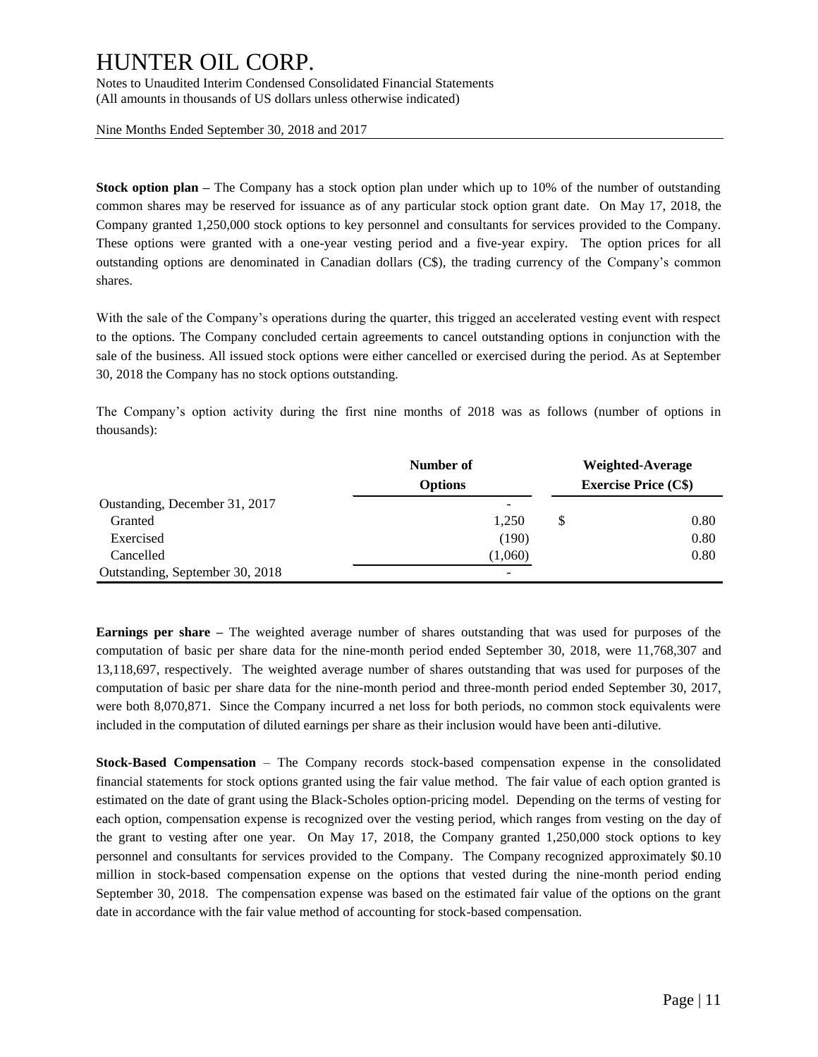**Stock option plan –** The Company has a stock option plan under which up to 10% of the number of outstanding common shares may be reserved for issuance as of any particular stock option grant date. On May 17, 2018, the Company granted 1,250,000 stock options to key personnel and consultants for services provided to the Company. These options were granted with a one-year vesting period and a five-year expiry. The option prices for all outstanding options are denominated in Canadian dollars (C$), the trading currency of the Company's common shares.

With the sale of the Company's operations during the quarter, this trigged an accelerated vesting event with respect to the options. The Company concluded certain agreements to cancel outstanding options in conjunction with the sale of the business. All issued stock options were either cancelled or exercised during the period. As at September 30, 2018 the Company has no stock options outstanding.

The Company's option activity during the first nine months of 2018 was as follows (number of options in thousands):

| | Number of Options | Weighted-Average Exercise Price (C$) |
|---|---|---|
| Oustanding, December 31, 2017 | - | |
| Granted | 1,250 | $ 0.80 |
| Exercised | (190) | 0.80 |
| Cancelled | (1,060) | 0.80 |
| Outstanding, September 30, 2018 | - | |

**Earnings per share –** The weighted average number of shares outstanding that was used for purposes of the computation of basic per share data for the nine-month period ended September 30, 2018, were 11,768,307 and 13,118,697, respectively. The weighted average number of shares outstanding that was used for purposes of the computation of basic per share data for the nine-month period and three-month period ended September 30, 2017, were both 8,070,871. Since the Company incurred a net loss for both periods, no common stock equivalents were included in the computation of diluted earnings per share as their inclusion would have been anti-dilutive.

**Stock-Based Compensation** – The Company records stock-based compensation expense in the consolidated financial statements for stock options granted using the fair value method. The fair value of each option granted is estimated on the date of grant using the Black-Scholes option-pricing model. Depending on the terms of vesting for each option, compensation expense is recognized over the vesting period, which ranges from vesting on the day of the grant to vesting after one year. On May 17, 2018, the Company granted 1,250,000 stock options to key personnel and consultants for services provided to the Company. The Company recognized approximately $0.10 million in stock-based compensation expense on the options that vested during the nine-month period ending September 30, 2018. The compensation expense was based on the estimated fair value of the options on the grant date in accordance with the fair value method of accounting for stock-based compensation.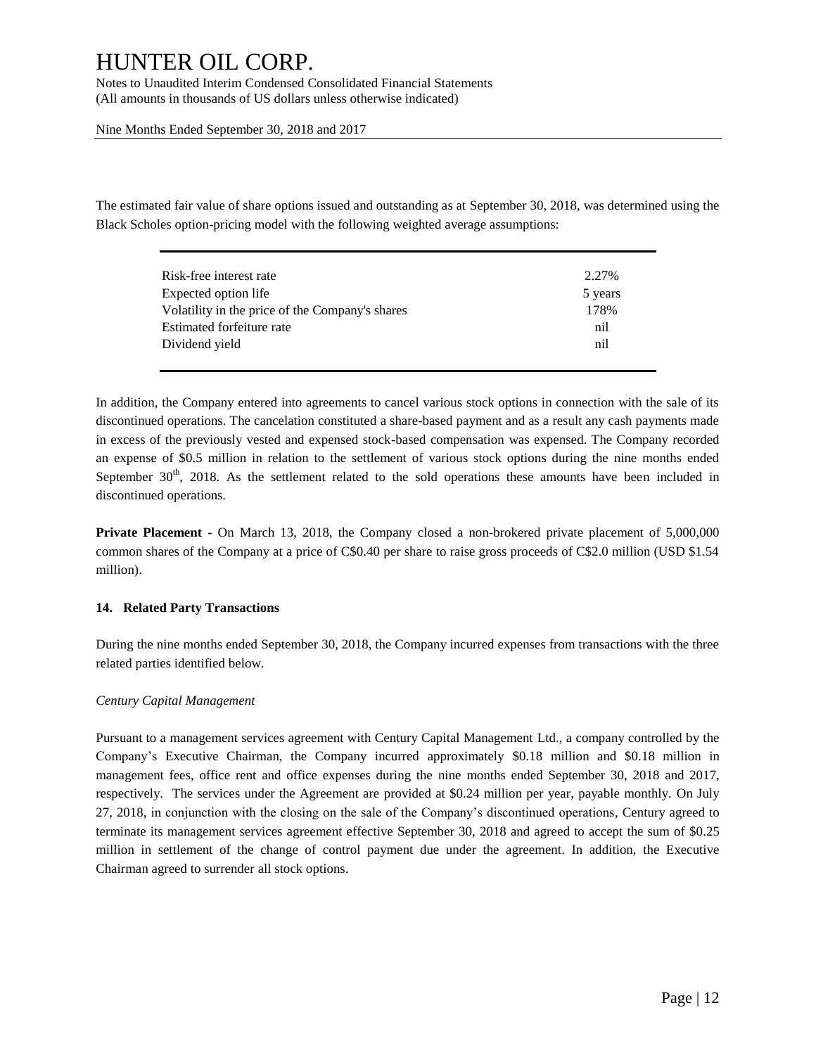The estimated fair value of share options issued and outstanding as at September 30, 2018, was determined using the Black Scholes option-pricing model with the following weighted average assumptions:

| | |
|---|---|
| Risk-free interest rate | 2.27% |
| Expected option life | 5 years |
| Volatility in the price of the Company's shares | 178% |
| Estimated forfeiture rate | nil |
| Dividend yield | nil |

In addition, the Company entered into agreements to cancel various stock options in connection with the sale of its discontinued operations. The cancelation constituted a share-based payment and as a result any cash payments made in excess of the previously vested and expensed stock-based compensation was expensed. The Company recorded an expense of $0.5 million in relation to the settlement of various stock options during the nine months ended September 30th, 2018. As the settlement related to the sold operations these amounts have been included in discontinued operations.

**Private Placement -** On March 13, 2018, the Company closed a non-brokered private placement of 5,000,000 common shares of the Company at a price of C$0.40 per share to raise gross proceeds of C$2.0 million (USD $1.54 million).

## 14. Related Party Transactions

During the nine months ended September 30, 2018, the Company incurred expenses from transactions with the three related parties identified below.

*Century Capital Management*

Pursuant to a management services agreement with Century Capital Management Ltd., a company controlled by the Company's Executive Chairman, the Company incurred approximately $0.18 million and $0.18 million in management fees, office rent and office expenses during the nine months ended September 30, 2018 and 2017, respectively. The services under the Agreement are provided at $0.24 million per year, payable monthly. On July 27, 2018, in conjunction with the closing on the sale of the Company's discontinued operations, Century agreed to terminate its management services agreement effective September 30, 2018 and agreed to accept the sum of $0.25 million in settlement of the change of control payment due under the agreement. In addition, the Executive Chairman agreed to surrender all stock options.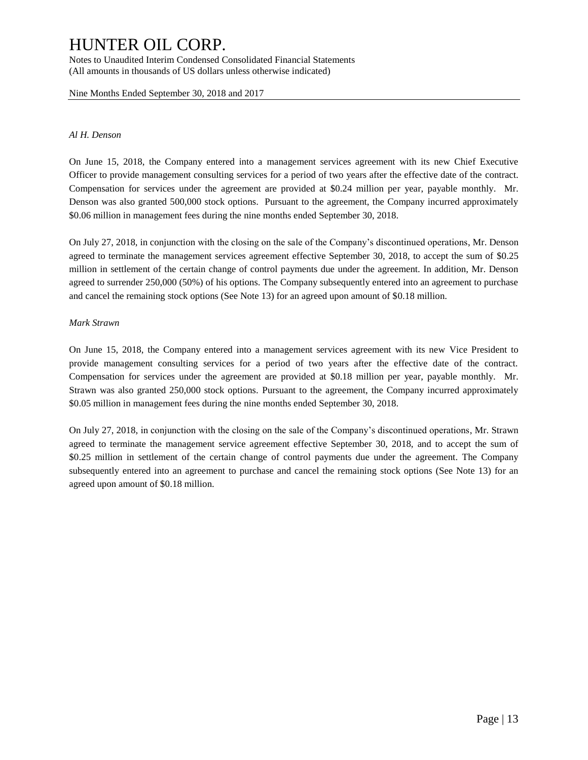*Al H. Denson*

On June 15, 2018, the Company entered into a management services agreement with its new Chief Executive Officer to provide management consulting services for a period of two years after the effective date of the contract. Compensation for services under the agreement are provided at $0.24 million per year, payable monthly. Mr. Denson was also granted 500,000 stock options. Pursuant to the agreement, the Company incurred approximately $0.06 million in management fees during the nine months ended September 30, 2018.

On July 27, 2018, in conjunction with the closing on the sale of the Company's discontinued operations, Mr. Denson agreed to terminate the management services agreement effective September 30, 2018, to accept the sum of $0.25 million in settlement of the certain change of control payments due under the agreement. In addition, Mr. Denson agreed to surrender 250,000 (50%) of his options. The Company subsequently entered into an agreement to purchase and cancel the remaining stock options (See Note 13) for an agreed upon amount of $0.18 million.

*Mark Strawn*

On June 15, 2018, the Company entered into a management services agreement with its new Vice President to provide management consulting services for a period of two years after the effective date of the contract. Compensation for services under the agreement are provided at $0.18 million per year, payable monthly. Mr. Strawn was also granted 250,000 stock options. Pursuant to the agreement, the Company incurred approximately $0.05 million in management fees during the nine months ended September 30, 2018.

On July 27, 2018, in conjunction with the closing on the sale of the Company's discontinued operations, Mr. Strawn agreed to terminate the management service agreement effective September 30, 2018, and to accept the sum of $0.25 million in settlement of the certain change of control payments due under the agreement. The Company subsequently entered into an agreement to purchase and cancel the remaining stock options (See Note 13) for an agreed upon amount of $0.18 million.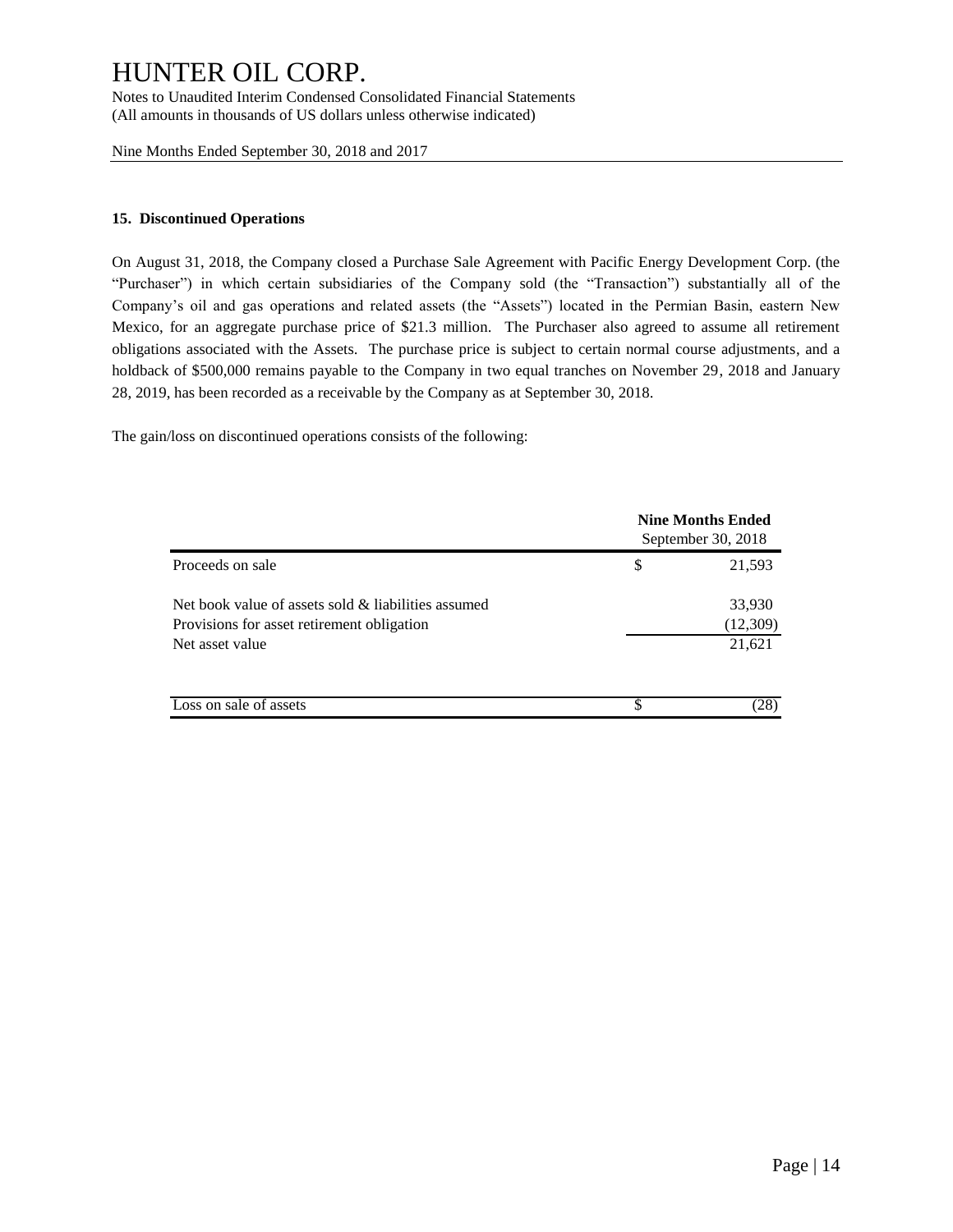# HUNTER OIL CORP.

Notes to Unaudited Interim Condensed Consolidated Financial Statements
(All amounts in thousands of US dollars unless otherwise indicated)

Nine Months Ended September 30, 2018 and 2017

## 15. Discontinued Operations

On August 31, 2018, the Company closed a Purchase Sale Agreement with Pacific Energy Development Corp. (the "Purchaser") in which certain subsidiaries of the Company sold (the "Transaction") substantially all of the Company's oil and gas operations and related assets (the "Assets") located in the Permian Basin, eastern New Mexico, for an aggregate purchase price of $21.3 million. The Purchaser also agreed to assume all retirement obligations associated with the Assets. The purchase price is subject to certain normal course adjustments, and a holdback of $500,000 remains payable to the Company in two equal tranches on November 29, 2018 and January 28, 2019, has been recorded as a receivable by the Company as at September 30, 2018.

The gain/loss on discontinued operations consists of the following:

| | **Nine Months Ended** September 30, 2018 |
|---|---|
| Proceeds on sale | $ 21,593 |
| Net book value of assets sold & liabilities assumed | 33,930 |
| Provisions for asset retirement obligation | (12,309) |
| Net asset value | 21,621 |
| Loss on sale of assets | $ (28) |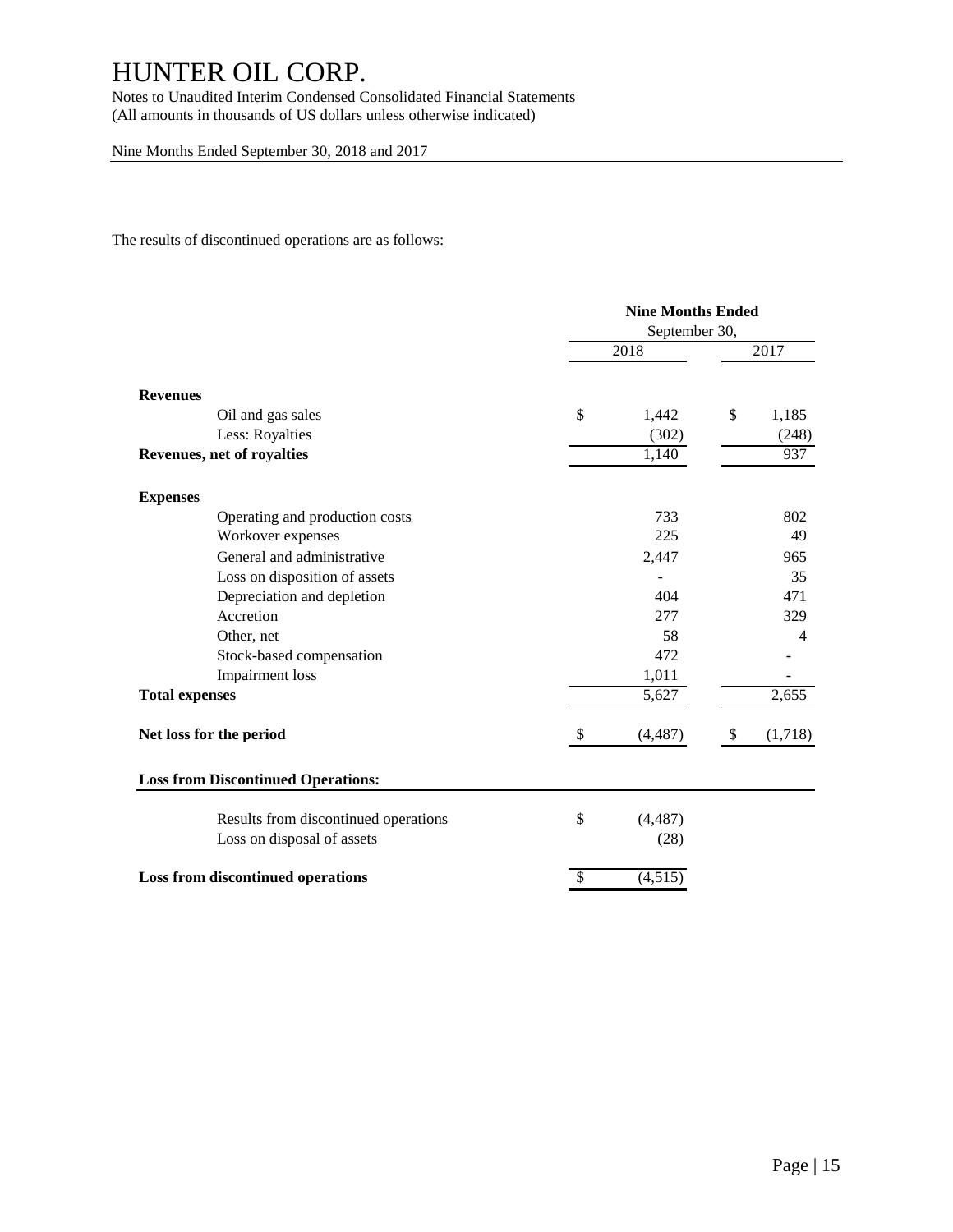# HUNTER OIL CORP.

Notes to Unaudited Interim Condensed Consolidated Financial Statements
(All amounts in thousands of US dollars unless otherwise indicated)

Nine Months Ended September 30, 2018 and 2017

The results of discontinued operations are as follows:

| | Nine Months Ended September 30, | |
|---|---|---|
| | 2018 | 2017 |
| **Revenues** | | |
| Oil and gas sales | $ 1,442 | $ 1,185 |
| Less: Royalties | (302) | (248) |
| **Revenues, net of royalties** | 1,140 | 937 |
| **Expenses** | | |
| Operating and production costs | 733 | 802 |
| Workover expenses | 225 | 49 |
| General and administrative | 2,447 | 965 |
| Loss on disposition of assets | - | 35 |
| Depreciation and depletion | 404 | 471 |
| Accretion | 277 | 329 |
| Other, net | 58 | 4 |
| Stock-based compensation | 472 | - |
| Impairment loss | 1,011 | - |
| **Total expenses** | 5,627 | 2,655 |
| **Net loss for the period** | $ (4,487) | $ (1,718) |

| **Loss from Discontinued Operations:** | |
|---|---|
| Results from discontinued operations | $ (4,487) |
| Loss on disposal of assets | (28) |
| **Loss from discontinued operations** | $ (4,515) |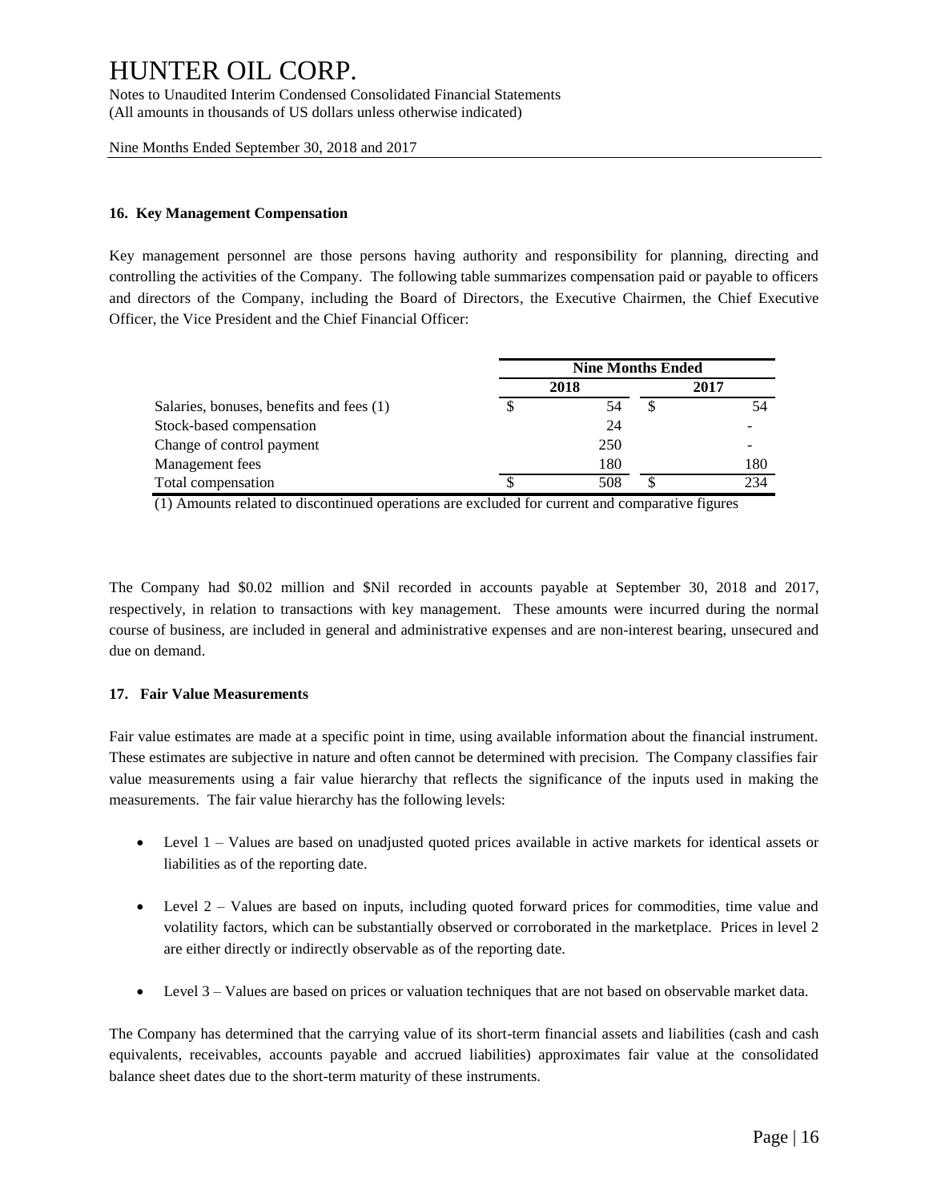## 16. Key Management Compensation

Key management personnel are those persons having authority and responsibility for planning, directing and controlling the activities of the Company. The following table summarizes compensation paid or payable to officers and directors of the Company, including the Board of Directors, the Executive Chairmen, the Chief Executive Officer, the Vice President and the Chief Financial Officer:

| | Nine Months Ended | |
|---|---|---|
| | 2018 | 2017 |
| Salaries, bonuses, benefits and fees (1) | $ 54 | $ 54 |
| Stock-based compensation | 24 | - |
| Change of control payment | 250 | - |
| Management fees | 180 | 180 |
| Total compensation | $ 508 | $ 234 |

(1) Amounts related to discontinued operations are excluded for current and comparative figures

The Company had $0.02 million and $Nil recorded in accounts payable at September 30, 2018 and 2017, respectively, in relation to transactions with key management. These amounts were incurred during the normal course of business, are included in general and administrative expenses and are non-interest bearing, unsecured and due on demand.

## 17. Fair Value Measurements

Fair value estimates are made at a specific point in time, using available information about the financial instrument. These estimates are subjective in nature and often cannot be determined with precision. The Company classifies fair value measurements using a fair value hierarchy that reflects the significance of the inputs used in making the measurements. The fair value hierarchy has the following levels:

- Level 1 – Values are based on unadjusted quoted prices available in active markets for identical assets or liabilities as of the reporting date.
- Level 2 – Values are based on inputs, including quoted forward prices for commodities, time value and volatility factors, which can be substantially observed or corroborated in the marketplace. Prices in level 2 are either directly or indirectly observable as of the reporting date.
- Level 3 – Values are based on prices or valuation techniques that are not based on observable market data.

The Company has determined that the carrying value of its short-term financial assets and liabilities (cash and cash equivalents, receivables, accounts payable and accrued liabilities) approximates fair value at the consolidated balance sheet dates due to the short-term maturity of these instruments.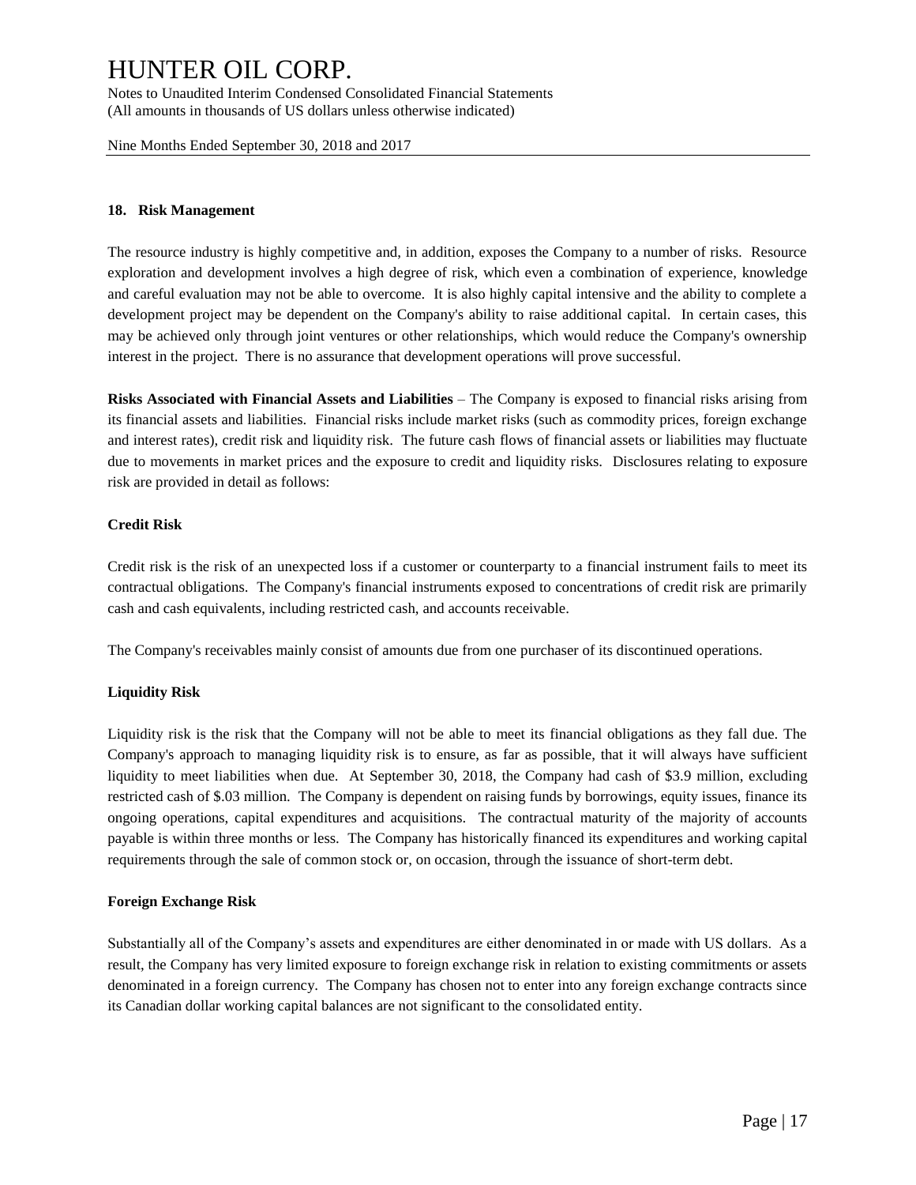## 18. Risk Management

The resource industry is highly competitive and, in addition, exposes the Company to a number of risks. Resource exploration and development involves a high degree of risk, which even a combination of experience, knowledge and careful evaluation may not be able to overcome. It is also highly capital intensive and the ability to complete a development project may be dependent on the Company's ability to raise additional capital. In certain cases, this may be achieved only through joint ventures or other relationships, which would reduce the Company's ownership interest in the project. There is no assurance that development operations will prove successful.

**Risks Associated with Financial Assets and Liabilities** – The Company is exposed to financial risks arising from its financial assets and liabilities. Financial risks include market risks (such as commodity prices, foreign exchange and interest rates), credit risk and liquidity risk. The future cash flows of financial assets or liabilities may fluctuate due to movements in market prices and the exposure to credit and liquidity risks. Disclosures relating to exposure risk are provided in detail as follows:

**Credit Risk**

Credit risk is the risk of an unexpected loss if a customer or counterparty to a financial instrument fails to meet its contractual obligations. The Company's financial instruments exposed to concentrations of credit risk are primarily cash and cash equivalents, including restricted cash, and accounts receivable.

The Company's receivables mainly consist of amounts due from one purchaser of its discontinued operations.

**Liquidity Risk**

Liquidity risk is the risk that the Company will not be able to meet its financial obligations as they fall due. The Company's approach to managing liquidity risk is to ensure, as far as possible, that it will always have sufficient liquidity to meet liabilities when due. At September 30, 2018, the Company had cash of $3.9 million, excluding restricted cash of $.03 million. The Company is dependent on raising funds by borrowings, equity issues, finance its ongoing operations, capital expenditures and acquisitions. The contractual maturity of the majority of accounts payable is within three months or less. The Company has historically financed its expenditures and working capital requirements through the sale of common stock or, on occasion, through the issuance of short-term debt.

**Foreign Exchange Risk**

Substantially all of the Company's assets and expenditures are either denominated in or made with US dollars. As a result, the Company has very limited exposure to foreign exchange risk in relation to existing commitments or assets denominated in a foreign currency. The Company has chosen not to enter into any foreign exchange contracts since its Canadian dollar working capital balances are not significant to the consolidated entity.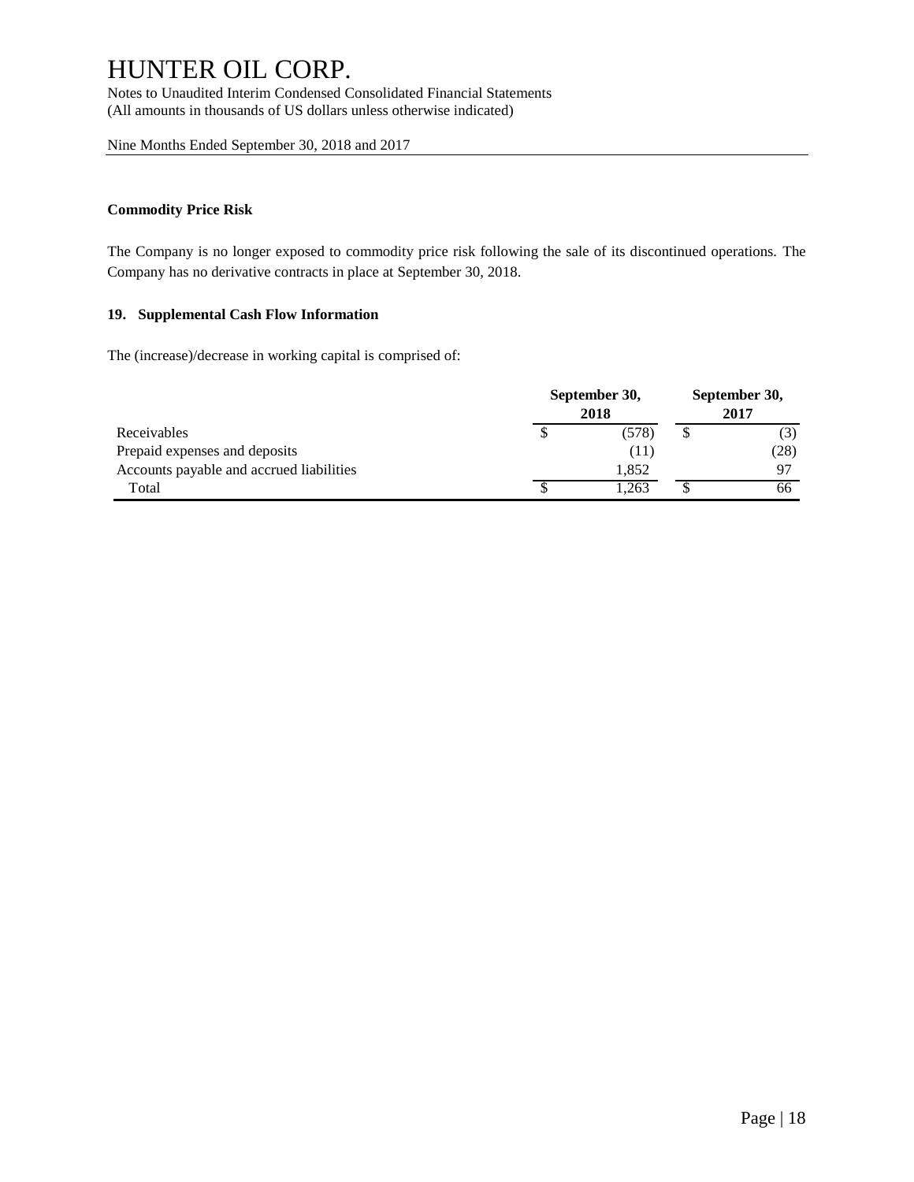### Commodity Price Risk

The Company is no longer exposed to commodity price risk following the sale of its discontinued operations. The Company has no derivative contracts in place at September 30, 2018.

### 19. Supplemental Cash Flow Information

The (increase)/decrease in working capital is comprised of:

| | September 30, 2018 | September 30, 2017 |
|---|---|---|
| Receivables | $ (578) | $ (3) |
| Prepaid expenses and deposits | (11) | (28) |
| Accounts payable and accrued liabilities | 1,852 | 97 |
| Total | $ 1,263 | $ 66 |